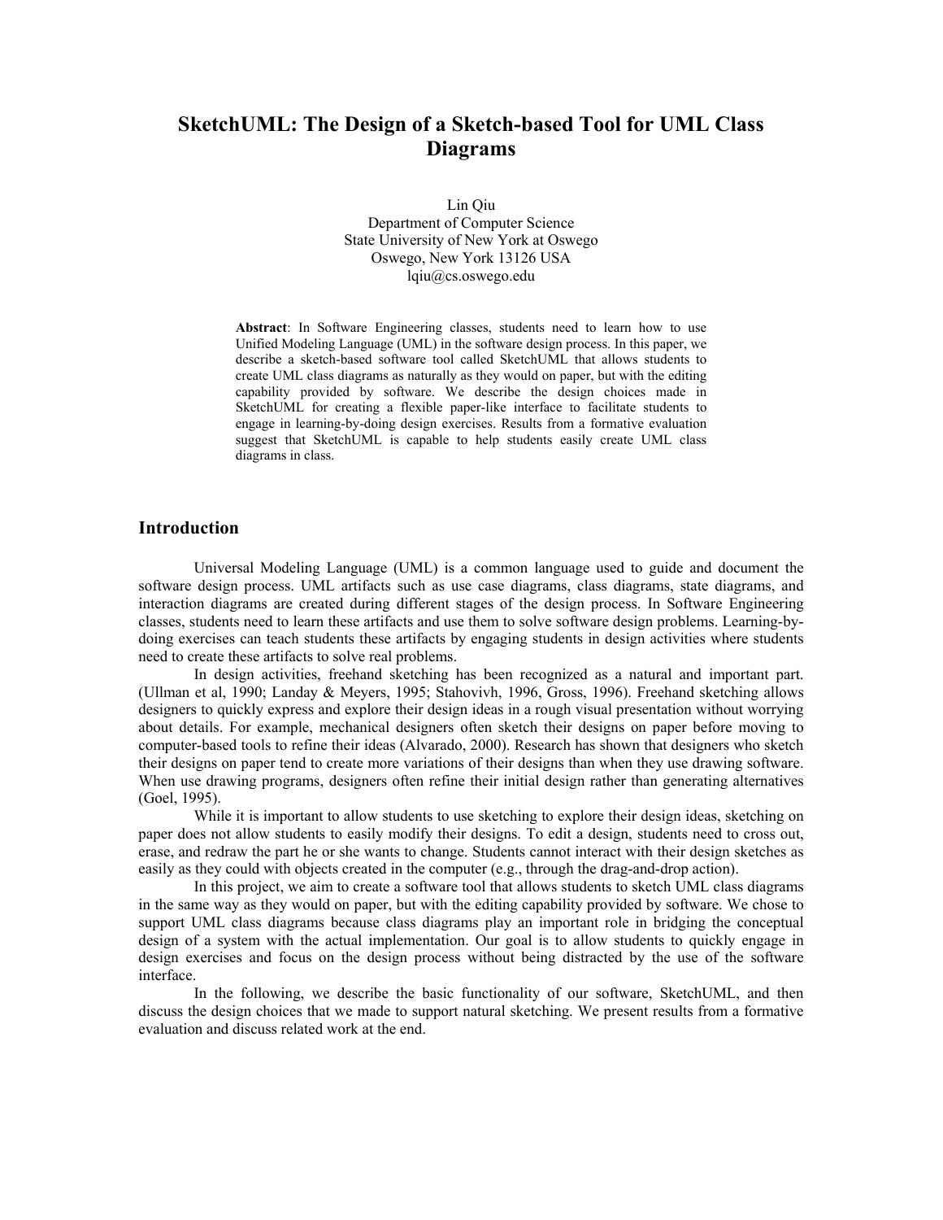# SketchUML: The Design of a Sketch-based Tool for UML Class Diagrams

Lin Qiu
Department of Computer Science
State University of New York at Oswego
Oswego, New York 13126 USA
lqiu@cs.oswego.edu

**Abstract**: In Software Engineering classes, students need to learn how to use Unified Modeling Language (UML) in the software design process. In this paper, we describe a sketch-based software tool called SketchUML that allows students to create UML class diagrams as naturally as they would on paper, but with the editing capability provided by software. We describe the design choices made in SketchUML for creating a flexible paper-like interface to facilitate students to engage in learning-by-doing design exercises. Results from a formative evaluation suggest that SketchUML is capable to help students easily create UML class diagrams in class.

## Introduction

Universal Modeling Language (UML) is a common language used to guide and document the software design process. UML artifacts such as use case diagrams, class diagrams, state diagrams, and interaction diagrams are created during different stages of the design process. In Software Engineering classes, students need to learn these artifacts and use them to solve software design problems. Learning-by-doing exercises can teach students these artifacts by engaging students in design activities where students need to create these artifacts to solve real problems.

In design activities, freehand sketching has been recognized as a natural and important part. (Ullman et al, 1990; Landay & Meyers, 1995; Stahovivh, 1996, Gross, 1996). Freehand sketching allows designers to quickly express and explore their design ideas in a rough visual presentation without worrying about details. For example, mechanical designers often sketch their designs on paper before moving to computer-based tools to refine their ideas (Alvarado, 2000). Research has shown that designers who sketch their designs on paper tend to create more variations of their designs than when they use drawing software. When use drawing programs, designers often refine their initial design rather than generating alternatives (Goel, 1995).

While it is important to allow students to use sketching to explore their design ideas, sketching on paper does not allow students to easily modify their designs. To edit a design, students need to cross out, erase, and redraw the part he or she wants to change. Students cannot interact with their design sketches as easily as they could with objects created in the computer (e.g., through the drag-and-drop action).

In this project, we aim to create a software tool that allows students to sketch UML class diagrams in the same way as they would on paper, but with the editing capability provided by software. We chose to support UML class diagrams because class diagrams play an important role in bridging the conceptual design of a system with the actual implementation. Our goal is to allow students to quickly engage in design exercises and focus on the design process without being distracted by the use of the software interface.

In the following, we describe the basic functionality of our software, SketchUML, and then discuss the design choices that we made to support natural sketching. We present results from a formative evaluation and discuss related work at the end.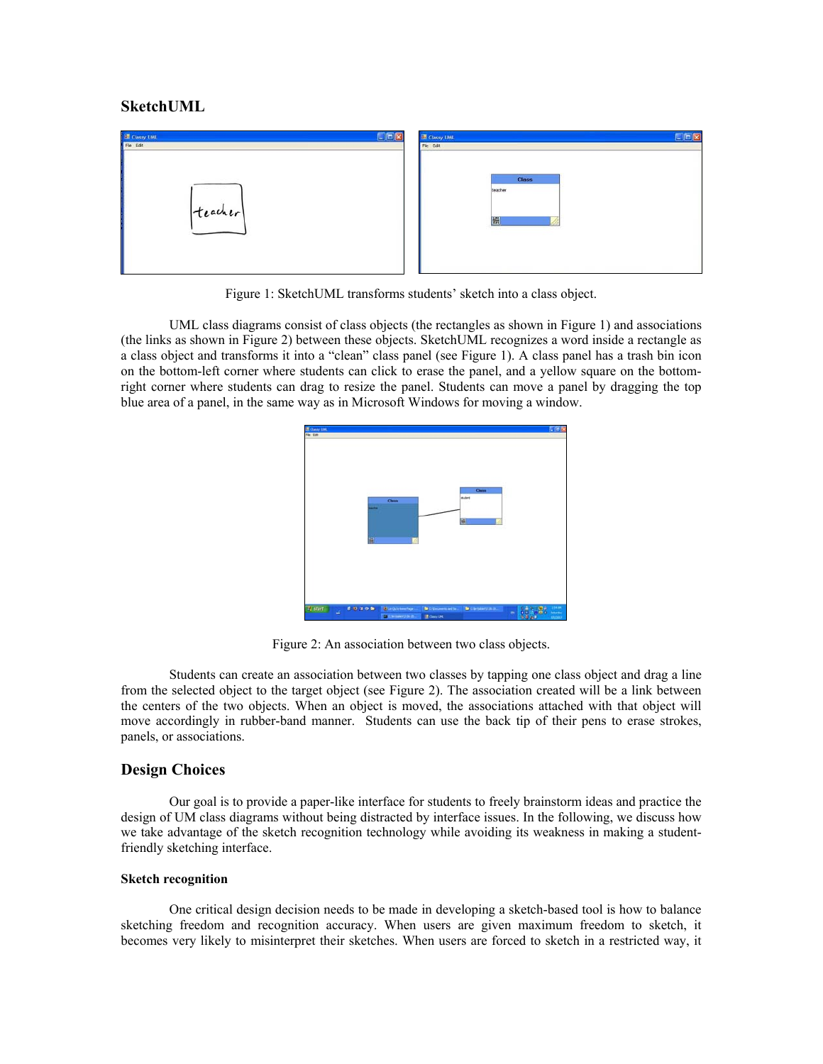## SketchUML

Figure 1: SketchUML transforms students' sketch into a class object.

UML class diagrams consist of class objects (the rectangles as shown in Figure 1) and associations (the links as shown in Figure 2) between these objects. SketchUML recognizes a word inside a rectangle as a class object and transforms it into a "clean" class panel (see Figure 1). A class panel has a trash bin icon on the bottom-left corner where students can click to erase the panel, and a yellow square on the bottom-right corner where students can drag to resize the panel. Students can move a panel by dragging the top blue area of a panel, in the same way as in Microsoft Windows for moving a window.

Figure 2: An association between two class objects.

Students can create an association between two classes by tapping one class object and drag a line from the selected object to the target object (see Figure 2). The association created will be a link between the centers of the two objects. When an object is moved, the associations attached with that object will move accordingly in rubber-band manner. Students can use the back tip of their pens to erase strokes, panels, or associations.

## Design Choices

Our goal is to provide a paper-like interface for students to freely brainstorm ideas and practice the design of UM class diagrams without being distracted by interface issues. In the following, we discuss how we take advantage of the sketch recognition technology while avoiding its weakness in making a student-friendly sketching interface.

### Sketch recognition

One critical design decision needs to be made in developing a sketch-based tool is how to balance sketching freedom and recognition accuracy. When users are given maximum freedom to sketch, it becomes very likely to misinterpret their sketches. When users are forced to sketch in a restricted way, it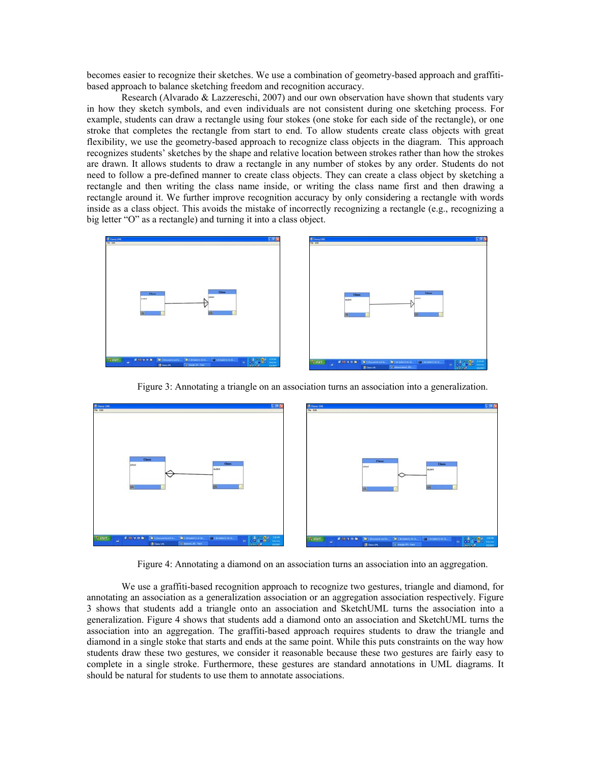becomes easier to recognize their sketches. We use a combination of geometry-based approach and graffiti-based approach to balance sketching freedom and recognition accuracy.

Research (Alvarado & Lazzereschi, 2007) and our own observation have shown that students vary in how they sketch symbols, and even individuals are not consistent during one sketching process. For example, students can draw a rectangle using four stokes (one stoke for each side of the rectangle), or one stroke that completes the rectangle from start to end. To allow students create class objects with great flexibility, we use the geometry-based approach to recognize class objects in the diagram. This approach recognizes students' sketches by the shape and relative location between strokes rather than how the strokes are drawn. It allows students to draw a rectangle in any number of stokes by any order. Students do not need to follow a pre-defined manner to create class objects. They can create a class object by sketching a rectangle and then writing the class name inside, or writing the class name first and then drawing a rectangle around it. We further improve recognition accuracy by only considering a rectangle with words inside as a class object. This avoids the mistake of incorrectly recognizing a rectangle (e.g., recognizing a big letter "O" as a rectangle) and turning it into a class object.

Figure 3: Annotating a triangle on an association turns an association into a generalization.

Figure 4: Annotating a diamond on an association turns an association into an aggregation.

We use a graffiti-based recognition approach to recognize two gestures, triangle and diamond, for annotating an association as a generalization association or an aggregation association respectively. Figure 3 shows that students add a triangle onto an association and SketchUML turns the association into a generalization. Figure 4 shows that students add a diamond onto an association and SketchUML turns the association into an aggregation. The graffiti-based approach requires students to draw the triangle and diamond in a single stoke that starts and ends at the same point. While this puts constraints on the way how students draw these two gestures, we consider it reasonable because these two gestures are fairly easy to complete in a single stroke. Furthermore, these gestures are standard annotations in UML diagrams. It should be natural for students to use them to annotate associations.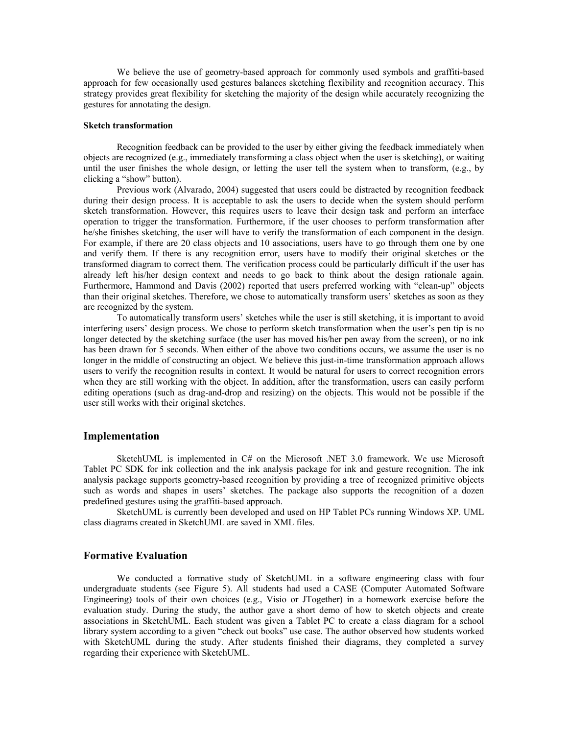We believe the use of geometry-based approach for commonly used symbols and graffiti-based approach for few occasionally used gestures balances sketching flexibility and recognition accuracy. This strategy provides great flexibility for sketching the majority of the design while accurately recognizing the gestures for annotating the design.

#### Sketch transformation

Recognition feedback can be provided to the user by either giving the feedback immediately when objects are recognized (e.g., immediately transforming a class object when the user is sketching), or waiting until the user finishes the whole design, or letting the user tell the system when to transform, (e.g., by clicking a "show" button).

Previous work (Alvarado, 2004) suggested that users could be distracted by recognition feedback during their design process. It is acceptable to ask the users to decide when the system should perform sketch transformation. However, this requires users to leave their design task and perform an interface operation to trigger the transformation. Furthermore, if the user chooses to perform transformation after he/she finishes sketching, the user will have to verify the transformation of each component in the design. For example, if there are 20 class objects and 10 associations, users have to go through them one by one and verify them. If there is any recognition error, users have to modify their original sketches or the transformed diagram to correct them. The verification process could be particularly difficult if the user has already left his/her design context and needs to go back to think about the design rationale again. Furthermore, Hammond and Davis (2002) reported that users preferred working with "clean-up" objects than their original sketches. Therefore, we chose to automatically transform users' sketches as soon as they are recognized by the system.

To automatically transform users' sketches while the user is still sketching, it is important to avoid interfering users' design process. We chose to perform sketch transformation when the user's pen tip is no longer detected by the sketching surface (the user has moved his/her pen away from the screen), or no ink has been drawn for 5 seconds. When either of the above two conditions occurs, we assume the user is no longer in the middle of constructing an object. We believe this just-in-time transformation approach allows users to verify the recognition results in context. It would be natural for users to correct recognition errors when they are still working with the object. In addition, after the transformation, users can easily perform editing operations (such as drag-and-drop and resizing) on the objects. This would not be possible if the user still works with their original sketches.

## Implementation

SketchUML is implemented in C# on the Microsoft .NET 3.0 framework. We use Microsoft Tablet PC SDK for ink collection and the ink analysis package for ink and gesture recognition. The ink analysis package supports geometry-based recognition by providing a tree of recognized primitive objects such as words and shapes in users' sketches. The package also supports the recognition of a dozen predefined gestures using the graffiti-based approach.

SketchUML is currently been developed and used on HP Tablet PCs running Windows XP. UML class diagrams created in SketchUML are saved in XML files.

## Formative Evaluation

We conducted a formative study of SketchUML in a software engineering class with four undergraduate students (see Figure 5). All students had used a CASE (Computer Automated Software Engineering) tools of their own choices (e.g., Visio or JTogether) in a homework exercise before the evaluation study. During the study, the author gave a short demo of how to sketch objects and create associations in SketchUML. Each student was given a Tablet PC to create a class diagram for a school library system according to a given "check out books" use case. The author observed how students worked with SketchUML during the study. After students finished their diagrams, they completed a survey regarding their experience with SketchUML.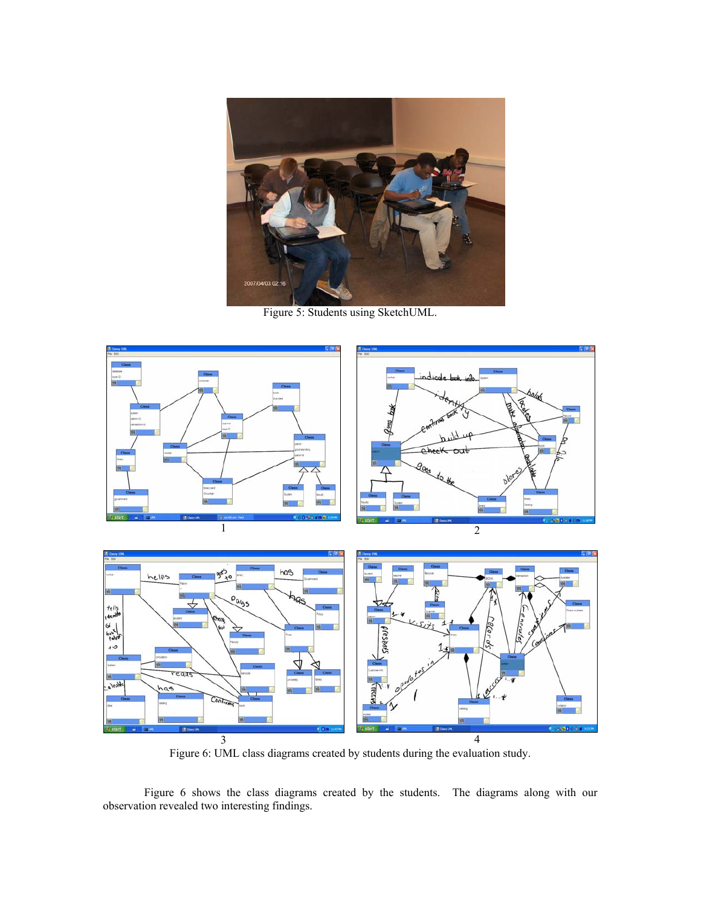Figure 5: Students using SketchUML.

1

2

3

4

Figure 6: UML class diagrams created by students during the evaluation study.

Figure 6 shows the class diagrams created by the students. The diagrams along with our observation revealed two interesting findings.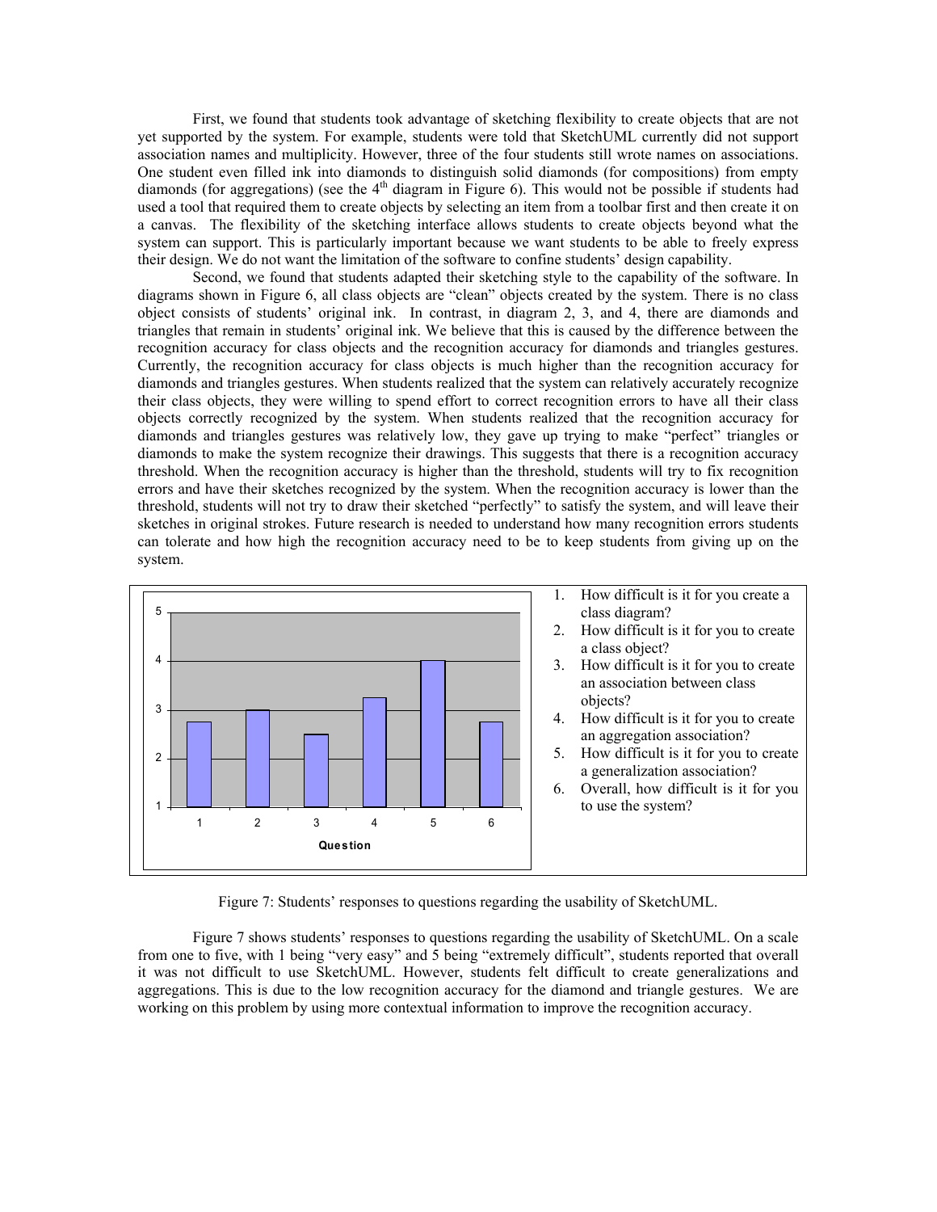First, we found that students took advantage of sketching flexibility to create objects that are not yet supported by the system. For example, students were told that SketchUML currently did not support association names and multiplicity. However, three of the four students still wrote names on associations. One student even filled ink into diamonds to distinguish solid diamonds (for compositions) from empty diamonds (for aggregations) (see the 4th diagram in Figure 6). This would not be possible if students had used a tool that required them to create objects by selecting an item from a toolbar first and then create it on a canvas. The flexibility of the sketching interface allows students to create objects beyond what the system can support. This is particularly important because we want students to be able to freely express their design. We do not want the limitation of the software to confine students' design capability.

Second, we found that students adapted their sketching style to the capability of the software. In diagrams shown in Figure 6, all class objects are "clean" objects created by the system. There is no class object consists of students' original ink. In contrast, in diagram 2, 3, and 4, there are diamonds and triangles that remain in students' original ink. We believe that this is caused by the difference between the recognition accuracy for class objects and the recognition accuracy for diamonds and triangles gestures. Currently, the recognition accuracy for class objects is much higher than the recognition accuracy for diamonds and triangles gestures. When students realized that the system can relatively accurately recognize their class objects, they were willing to spend effort to correct recognition errors to have all their class objects correctly recognized by the system. When students realized that the recognition accuracy for diamonds and triangles gestures was relatively low, they gave up trying to make "perfect" triangles or diamonds to make the system recognize their drawings. This suggests that there is a recognition accuracy threshold. When the recognition accuracy is higher than the threshold, students will try to fix recognition errors and have their sketches recognized by the system. When the recognition accuracy is lower than the threshold, students will not try to draw their sketched "perfectly" to satisfy the system, and will leave their sketches in original strokes. Future research is needed to understand how many recognition errors students can tolerate and how high the recognition accuracy need to be to keep students from giving up on the system.

1. How difficult is it for you create a class diagram?
2. How difficult is it for you to create a class object?
3. How difficult is it for you to create an association between class objects?
4. How difficult is it for you to create an aggregation association?
5. How difficult is it for you to create a generalization association?
6. Overall, how difficult is it for you to use the system?

Figure 7: Students' responses to questions regarding the usability of SketchUML.

Figure 7 shows students' responses to questions regarding the usability of SketchUML. On a scale from one to five, with 1 being "very easy" and 5 being "extremely difficult", students reported that overall it was not difficult to use SketchUML. However, students felt difficult to create generalizations and aggregations. This is due to the low recognition accuracy for the diamond and triangle gestures. We are working on this problem by using more contextual information to improve the recognition accuracy.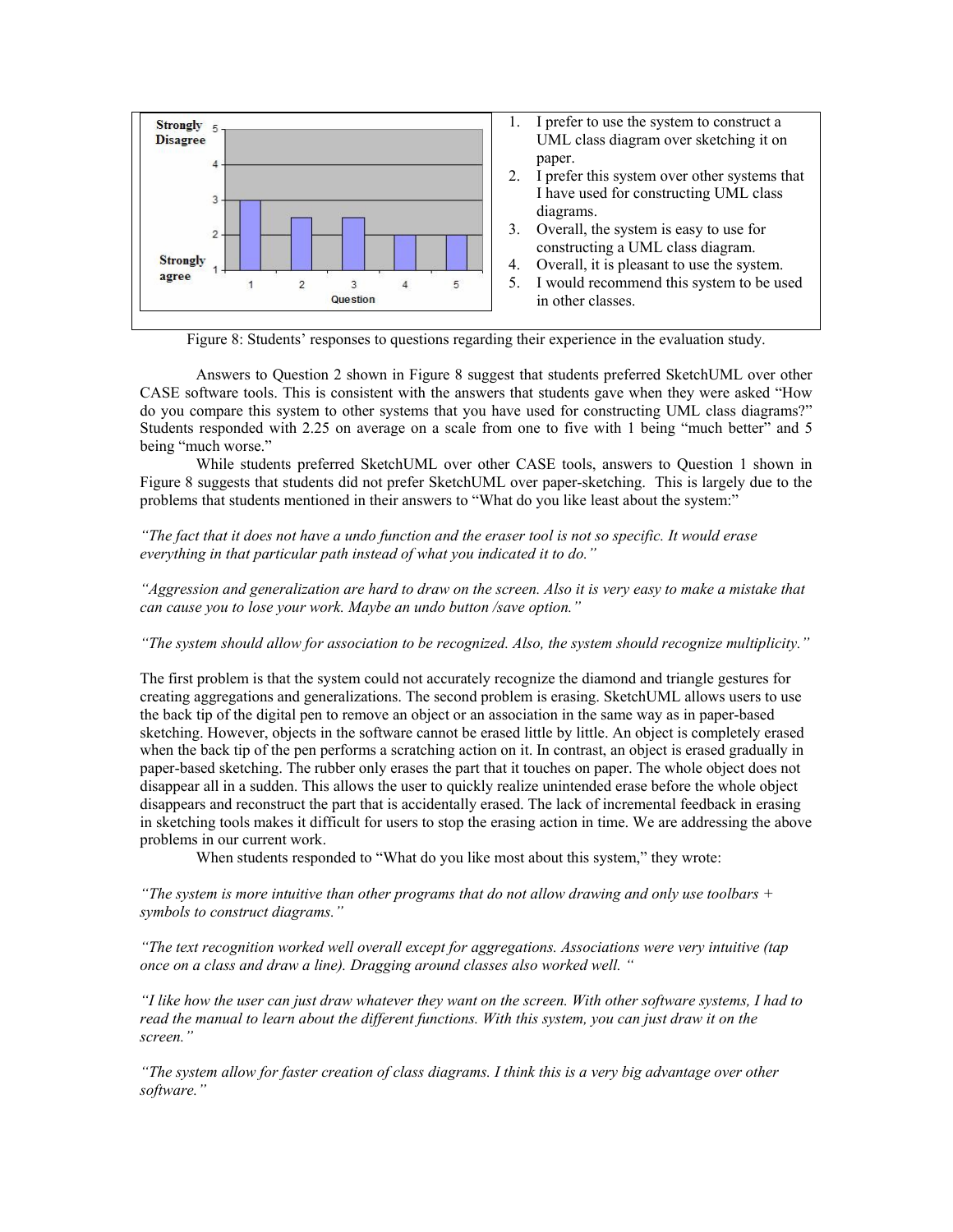1. I prefer to use the system to construct a UML class diagram over sketching it on paper.
2. I prefer this system over other systems that I have used for constructing UML class diagrams.
3. Overall, the system is easy to use for constructing a UML class diagram.
4. Overall, it is pleasant to use the system.
5. I would recommend this system to be used in other classes.

Figure 8: Students' responses to questions regarding their experience in the evaluation study.

Answers to Question 2 shown in Figure 8 suggest that students preferred SketchUML over other CASE software tools. This is consistent with the answers that students gave when they were asked "How do you compare this system to other systems that you have used for constructing UML class diagrams?" Students responded with 2.25 on average on a scale from one to five with 1 being "much better" and 5 being "much worse."

While students preferred SketchUML over other CASE tools, answers to Question 1 shown in Figure 8 suggests that students did not prefer SketchUML over paper-sketching. This is largely due to the problems that students mentioned in their answers to "What do you like least about the system:"

*"The fact that it does not have a undo function and the eraser tool is not so specific. It would erase everything in that particular path instead of what you indicated it to do."*

*"Aggression and generalization are hard to draw on the screen. Also it is very easy to make a mistake that can cause you to lose your work. Maybe an undo button /save option."*

*"The system should allow for association to be recognized. Also, the system should recognize multiplicity."*

The first problem is that the system could not accurately recognize the diamond and triangle gestures for creating aggregations and generalizations. The second problem is erasing. SketchUML allows users to use the back tip of the digital pen to remove an object or an association in the same way as in paper-based sketching. However, objects in the software cannot be erased little by little. An object is completely erased when the back tip of the pen performs a scratching action on it. In contrast, an object is erased gradually in paper-based sketching. The rubber only erases the part that it touches on paper. The whole object does not disappear all in a sudden. This allows the user to quickly realize unintended erase before the whole object disappears and reconstruct the part that is accidentally erased. The lack of incremental feedback in erasing in sketching tools makes it difficult for users to stop the erasing action in time. We are addressing the above problems in our current work.

When students responded to "What do you like most about this system," they wrote:

*"The system is more intuitive than other programs that do not allow drawing and only use toolbars + symbols to construct diagrams."*

*"The text recognition worked well overall except for aggregations. Associations were very intuitive (tap once on a class and draw a line). Dragging around classes also worked well. "*

*"I like how the user can just draw whatever they want on the screen. With other software systems, I had to read the manual to learn about the different functions. With this system, you can just draw it on the screen."*

*"The system allow for faster creation of class diagrams. I think this is a very big advantage over other software."*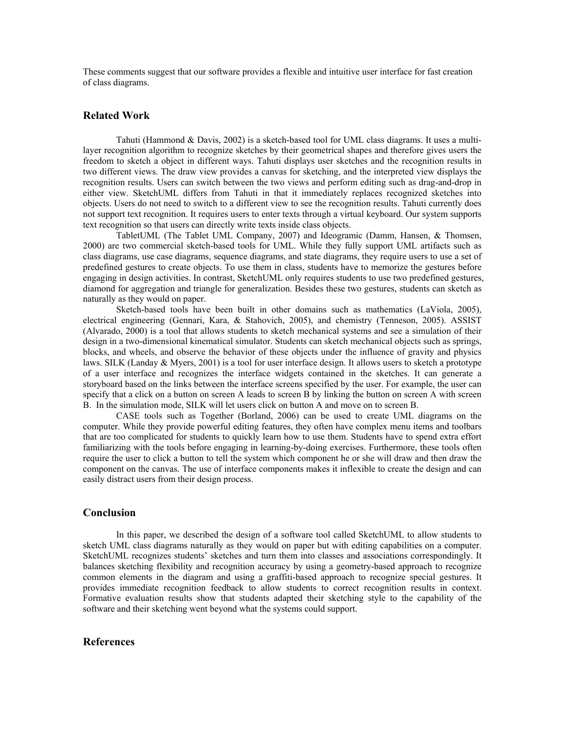These comments suggest that our software provides a flexible and intuitive user interface for fast creation of class diagrams.

## Related Work

Tahuti (Hammond & Davis, 2002) is a sketch-based tool for UML class diagrams. It uses a multi-layer recognition algorithm to recognize sketches by their geometrical shapes and therefore gives users the freedom to sketch a object in different ways. Tahuti displays user sketches and the recognition results in two different views. The draw view provides a canvas for sketching, and the interpreted view displays the recognition results. Users can switch between the two views and perform editing such as drag-and-drop in either view. SketchUML differs from Tahuti in that it immediately replaces recognized sketches into objects. Users do not need to switch to a different view to see the recognition results. Tahuti currently does not support text recognition. It requires users to enter texts through a virtual keyboard. Our system supports text recognition so that users can directly write texts inside class objects.

TabletUML (The Tablet UML Company, 2007) and Ideogramic (Damm, Hansen, & Thomsen, 2000) are two commercial sketch-based tools for UML. While they fully support UML artifacts such as class diagrams, use case diagrams, sequence diagrams, and state diagrams, they require users to use a set of predefined gestures to create objects. To use them in class, students have to memorize the gestures before engaging in design activities. In contrast, SketchUML only requires students to use two predefined gestures, diamond for aggregation and triangle for generalization. Besides these two gestures, students can sketch as naturally as they would on paper.

Sketch-based tools have been built in other domains such as mathematics (LaViola, 2005), electrical engineering (Gennari, Kara, & Stahovich, 2005), and chemistry (Tenneson, 2005). ASSIST (Alvarado, 2000) is a tool that allows students to sketch mechanical systems and see a simulation of their design in a two-dimensional kinematical simulator. Students can sketch mechanical objects such as springs, blocks, and wheels, and observe the behavior of these objects under the influence of gravity and physics laws. SILK (Landay & Myers, 2001) is a tool for user interface design. It allows users to sketch a prototype of a user interface and recognizes the interface widgets contained in the sketches. It can generate a storyboard based on the links between the interface screens specified by the user. For example, the user can specify that a click on a button on screen A leads to screen B by linking the button on screen A with screen B. In the simulation mode, SILK will let users click on button A and move on to screen B.

CASE tools such as Together (Borland, 2006) can be used to create UML diagrams on the computer. While they provide powerful editing features, they often have complex menu items and toolbars that are too complicated for students to quickly learn how to use them. Students have to spend extra effort familiarizing with the tools before engaging in learning-by-doing exercises. Furthermore, these tools often require the user to click a button to tell the system which component he or she will draw and then draw the component on the canvas. The use of interface components makes it inflexible to create the design and can easily distract users from their design process.

## Conclusion

In this paper, we described the design of a software tool called SketchUML to allow students to sketch UML class diagrams naturally as they would on paper but with editing capabilities on a computer. SketchUML recognizes students' sketches and turn them into classes and associations correspondingly. It balances sketching flexibility and recognition accuracy by using a geometry-based approach to recognize common elements in the diagram and using a graffiti-based approach to recognize special gestures. It provides immediate recognition feedback to allow students to correct recognition results in context. Formative evaluation results show that students adapted their sketching style to the capability of the software and their sketching went beyond what the systems could support.

## References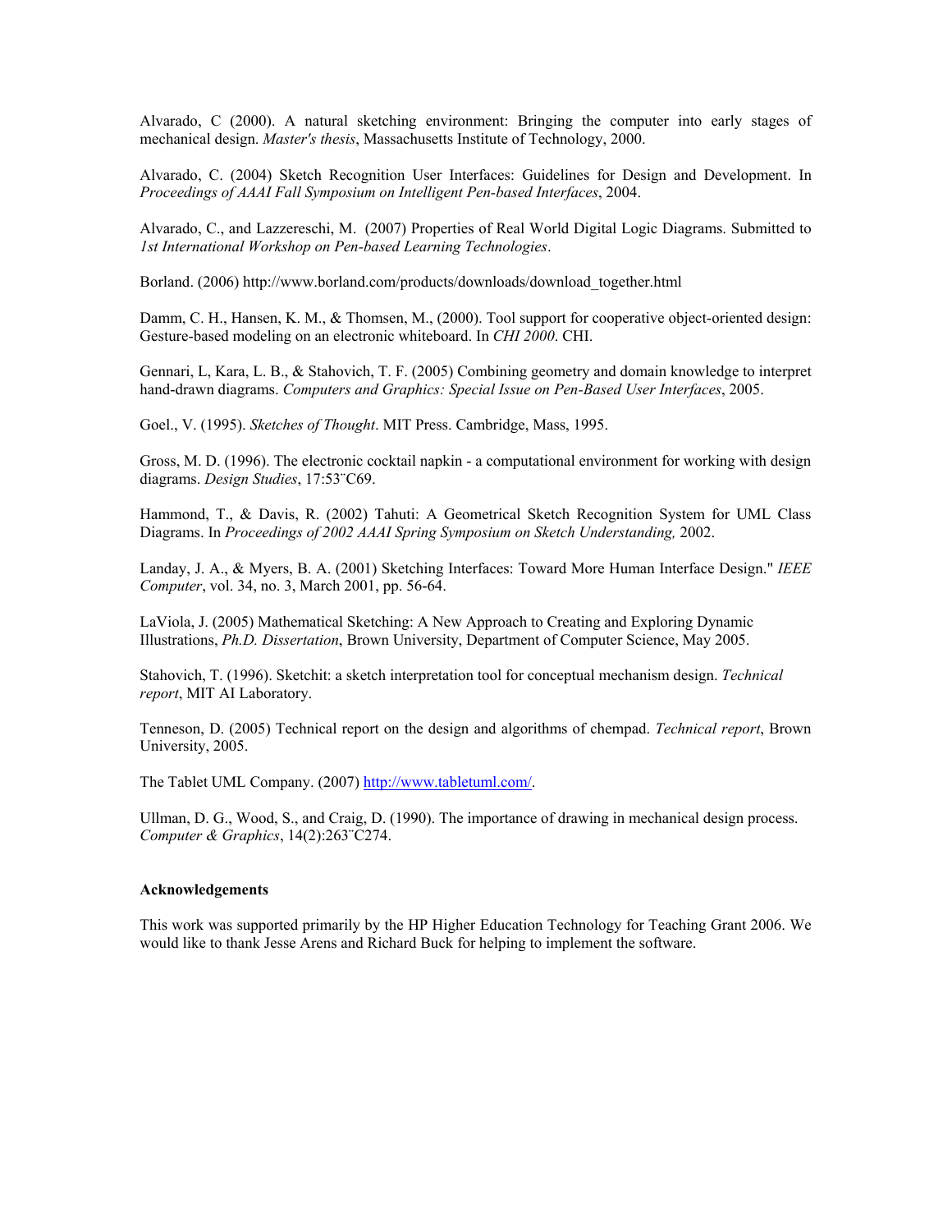Alvarado, C (2000). A natural sketching environment: Bringing the computer into early stages of mechanical design. *Master's thesis*, Massachusetts Institute of Technology, 2000.

Alvarado, C. (2004) Sketch Recognition User Interfaces: Guidelines for Design and Development. In *Proceedings of AAAI Fall Symposium on Intelligent Pen-based Interfaces*, 2004.

Alvarado, C., and Lazzereschi, M. (2007) Properties of Real World Digital Logic Diagrams. Submitted to *1st International Workshop on Pen-based Learning Technologies*.

Borland. (2006) http://www.borland.com/products/downloads/download_together.html

Damm, C. H., Hansen, K. M., & Thomsen, M., (2000). Tool support for cooperative object-oriented design: Gesture-based modeling on an electronic whiteboard. In *CHI 2000*. CHI.

Gennari, L, Kara, L. B., & Stahovich, T. F. (2005) Combining geometry and domain knowledge to interpret hand-drawn diagrams. *Computers and Graphics: Special Issue on Pen-Based User Interfaces*, 2005.

Goel., V. (1995). *Sketches of Thought*. MIT Press. Cambridge, Mass, 1995.

Gross, M. D. (1996). The electronic cocktail napkin - a computational environment for working with design diagrams. *Design Studies*, 17:53¨C69.

Hammond, T., & Davis, R. (2002) Tahuti: A Geometrical Sketch Recognition System for UML Class Diagrams. In *Proceedings of 2002 AAAI Spring Symposium on Sketch Understanding,* 2002.

Landay, J. A., & Myers, B. A. (2001) Sketching Interfaces: Toward More Human Interface Design." *IEEE Computer*, vol. 34, no. 3, March 2001, pp. 56-64.

LaViola, J. (2005) Mathematical Sketching: A New Approach to Creating and Exploring Dynamic Illustrations, *Ph.D. Dissertation*, Brown University, Department of Computer Science, May 2005.

Stahovich, T. (1996). Sketchit: a sketch interpretation tool for conceptual mechanism design. *Technical report*, MIT AI Laboratory.

Tenneson, D. (2005) Technical report on the design and algorithms of chempad. *Technical report*, Brown University, 2005.

The Tablet UML Company. (2007) http://www.tabletuml.com/.

Ullman, D. G., Wood, S., and Craig, D. (1990). The importance of drawing in mechanical design process. *Computer & Graphics*, 14(2):263¨C274.

#### Acknowledgements

This work was supported primarily by the HP Higher Education Technology for Teaching Grant 2006. We would like to thank Jesse Arens and Richard Buck for helping to implement the software.